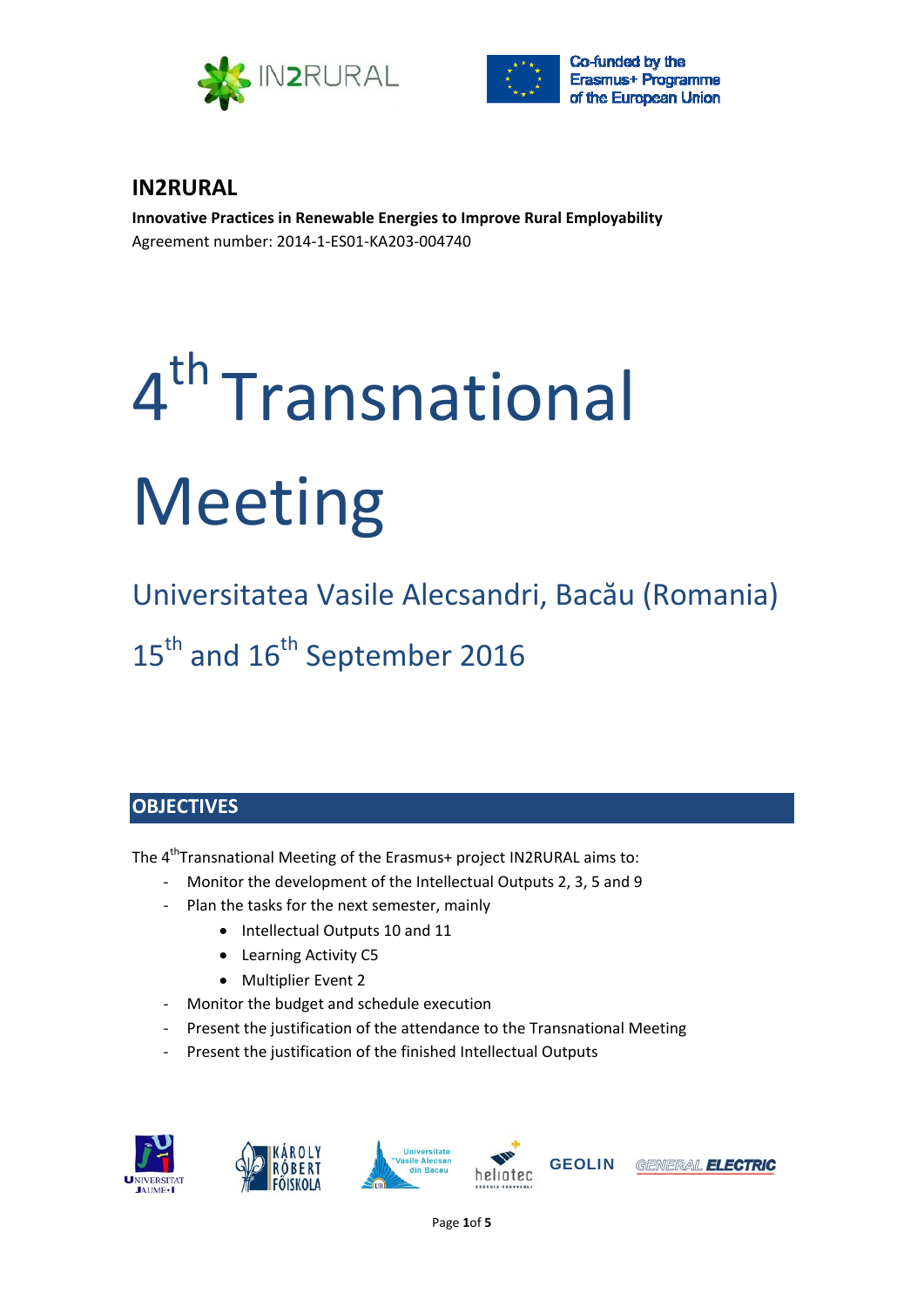Co-funded by the Erasmus+ Programme of the European Union

# IN2RURAL

**Innovative Practices in Renewable Energies to Improve Rural Employability**

Agreement number: 2014-1-ES01-KA203-004740

# 4th Transnational Meeting

## Universitatea Vasile Alecsandri, Bacău (Romania)

## 15th and 16th September 2016

## OBJECTIVES

The 4th Transnational Meeting of the Erasmus+ project IN2RURAL aims to:

- Monitor the development of the Intellectual Outputs 2, 3, 5 and 9
- Plan the tasks for the next semester, mainly
  - Intellectual Outputs 10 and 11
  - Learning Activity C5
  - Multiplier Event 2
- Monitor the budget and schedule execution
- Present the justification of the attendance to the Transnational Meeting
- Present the justification of the finished Intellectual Outputs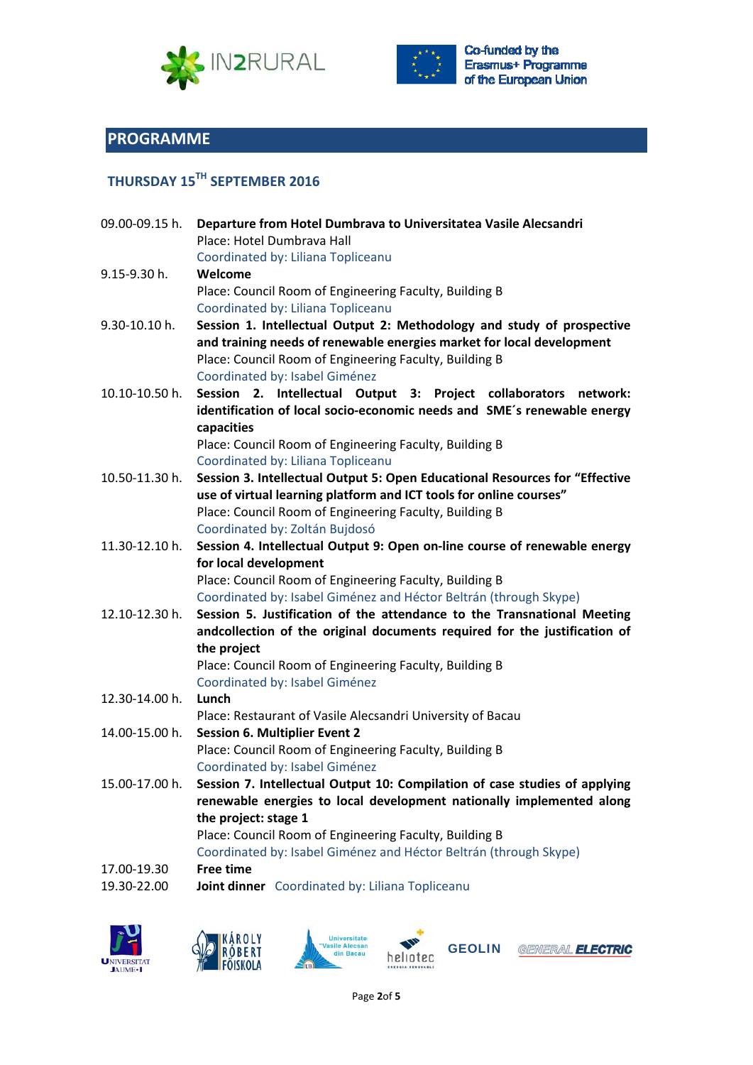## PROGRAMME

### THURSDAY 15TH SEPTEMBER 2016

09.00-09.15 h. **Departure from Hotel Dumbrava to Universitatea Vasile Alecsandri**
Place: Hotel Dumbrava Hall
Coordinated by: Liliana Topliceanu

9.15-9.30 h. **Welcome**
Place: Council Room of Engineering Faculty, Building B
Coordinated by: Liliana Topliceanu

9.30-10.10 h. **Session 1. Intellectual Output 2: Methodology and study of prospective and training needs of renewable energies market for local development**
Place: Council Room of Engineering Faculty, Building B
Coordinated by: Isabel Giménez

10.10-10.50 h. **Session 2. Intellectual Output 3: Project collaborators network: identification of local socio-economic needs and SME´s renewable energy capacities**
Place: Council Room of Engineering Faculty, Building B
Coordinated by: Liliana Topliceanu

10.50-11.30 h. **Session 3. Intellectual Output 5: Open Educational Resources for "Effective use of virtual learning platform and ICT tools for online courses"**
Place: Council Room of Engineering Faculty, Building B
Coordinated by: Zoltán Bujdosó

11.30-12.10 h. **Session 4. Intellectual Output 9: Open on-line course of renewable energy for local development**
Place: Council Room of Engineering Faculty, Building B
Coordinated by: Isabel Giménez and Héctor Beltrán (through Skype)

12.10-12.30 h. **Session 5. Justification of the attendance to the Transnational Meeting andcollection of the original documents required for the justification of the project**
Place: Council Room of Engineering Faculty, Building B
Coordinated by: Isabel Giménez

12.30-14.00 h. **Lunch**
Place: Restaurant of Vasile Alecsandri University of Bacau

14.00-15.00 h. **Session 6. Multiplier Event 2**
Place: Council Room of Engineering Faculty, Building B
Coordinated by: Isabel Giménez

15.00-17.00 h. **Session 7. Intellectual Output 10: Compilation of case studies of applying renewable energies to local development nationally implemented along the project: stage 1**
Place: Council Room of Engineering Faculty, Building B
Coordinated by: Isabel Giménez and Héctor Beltrán (through Skype)

17.00-19.30 **Free time**

19.30-22.00 **Joint dinner** Coordinated by: Liliana Topliceanu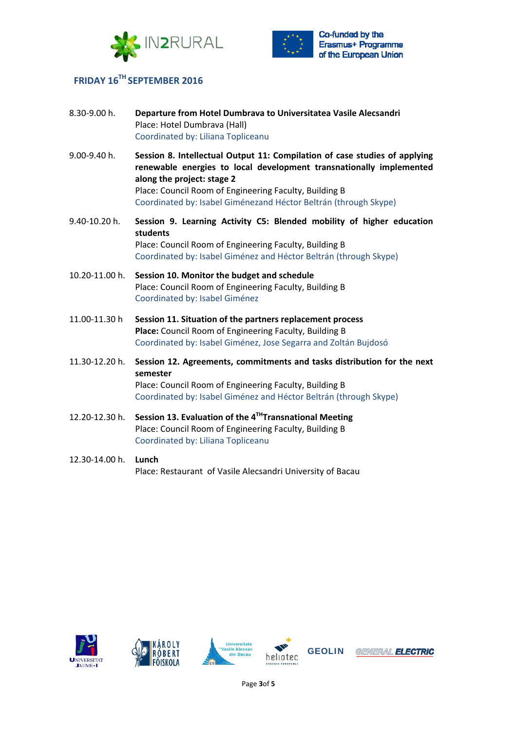## FRIDAY 16TH SEPTEMBER 2016

| | |
|---|---|
| 8.30-9.00 h. | **Departure from Hotel Dumbrava to Universitatea Vasile Alecsandri**<br>Place: Hotel Dumbrava (Hall)<br>Coordinated by: Liliana Topliceanu |
| 9.00-9.40 h. | **Session 8. Intellectual Output 11: Compilation of case studies of applying renewable energies to local development transnationally implemented along the project: stage 2**<br>Place: Council Room of Engineering Faculty, Building B<br>Coordinated by: Isabel Giménezand Héctor Beltrán (through Skype) |
| 9.40-10.20 h. | **Session 9. Learning Activity C5: Blended mobility of higher education students**<br>Place: Council Room of Engineering Faculty, Building B<br>Coordinated by: Isabel Giménez and Héctor Beltrán (through Skype) |
| 10.20-11.00 h. | **Session 10. Monitor the budget and schedule**<br>Place: Council Room of Engineering Faculty, Building B<br>Coordinated by: Isabel Giménez |
| 11.00-11.30 h | **Session 11. Situation of the partners replacement process**<br>**Place:** Council Room of Engineering Faculty, Building B<br>Coordinated by: Isabel Giménez, Jose Segarra and Zoltán Bujdosó |
| 11.30-12.20 h. | **Session 12. Agreements, commitments and tasks distribution for the next semester**<br>Place: Council Room of Engineering Faculty, Building B<br>Coordinated by: Isabel Giménez and Héctor Beltrán (through Skype) |
| 12.20-12.30 h. | **Session 13. Evaluation of the 4TH Transnational Meeting**<br>Place: Council Room of Engineering Faculty, Building B<br>Coordinated by: Liliana Topliceanu |
| 12.30-14.00 h. | **Lunch**<br>Place: Restaurant of Vasile Alecsandri University of Bacau |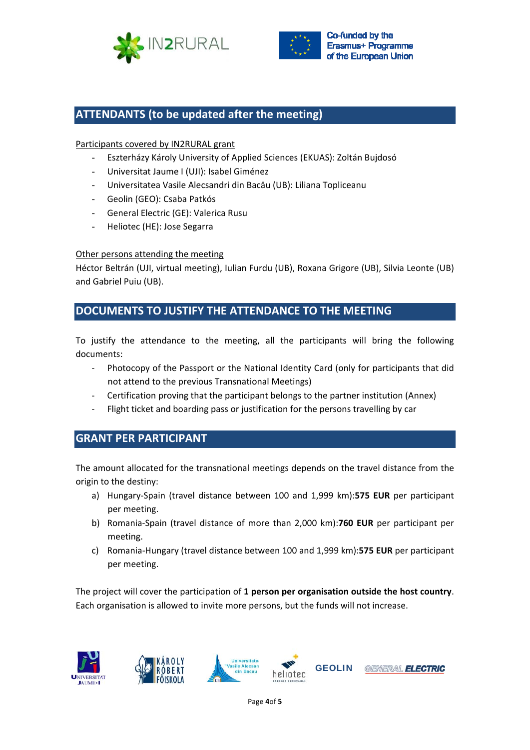## ATTENDANTS (to be updated after the meeting)

Participants covered by IN2RURAL grant

- Eszterházy Károly University of Applied Sciences (EKUAS): Zoltán Bujdosó
- Universitat Jaume I (UJI): Isabel Giménez
- Universitatea Vasile Alecsandri din Bacău (UB): Liliana Topliceanu
- Geolin (GEO): Csaba Patkós
- General Electric (GE): Valerica Rusu
- Heliotec (HE): Jose Segarra

Other persons attending the meeting

Héctor Beltrán (UJI, virtual meeting), Iulian Furdu (UB), Roxana Grigore (UB), Silvia Leonte (UB) and Gabriel Puiu (UB).

## DOCUMENTS TO JUSTIFY THE ATTENDANCE TO THE MEETING

To justify the attendance to the meeting, all the participants will bring the following documents:

- Photocopy of the Passport or the National Identity Card (only for participants that did not attend to the previous Transnational Meetings)
- Certification proving that the participant belongs to the partner institution (Annex)
- Flight ticket and boarding pass or justification for the persons travelling by car

## GRANT PER PARTICIPANT

The amount allocated for the transnational meetings depends on the travel distance from the origin to the destiny:

a) Hungary-Spain (travel distance between 100 and 1,999 km):**575 EUR** per participant per meeting.
b) Romania-Spain (travel distance of more than 2,000 km):**760 EUR** per participant per meeting.
c) Romania-Hungary (travel distance between 100 and 1,999 km):**575 EUR** per participant per meeting.

The project will cover the participation of **1 person per organisation outside the host country**. Each organisation is allowed to invite more persons, but the funds will not increase.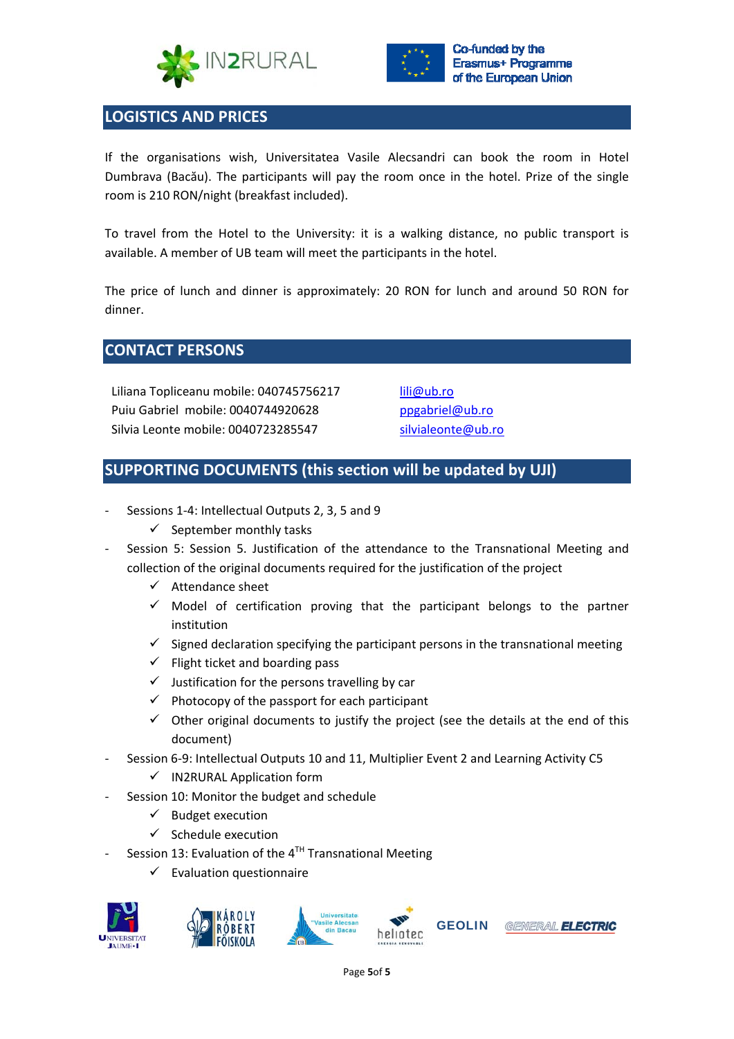## LOGISTICS AND PRICES

If the organisations wish, Universitatea Vasile Alecsandri can book the room in Hotel Dumbrava (Bacău). The participants will pay the room once in the hotel. Prize of the single room is 210 RON/night (breakfast included).

To travel from the Hotel to the University: it is a walking distance, no public transport is available. A member of UB team will meet the participants in the hotel.

The price of lunch and dinner is approximately: 20 RON for lunch and around 50 RON for dinner.

## CONTACT PERSONS

| | |
|---|---|
| Liliana Topliceanu mobile: 040745756217 | lili@ub.ro |
| Puiu Gabriel mobile: 0040744920628 | ppgabriel@ub.ro |
| Silvia Leonte mobile: 0040723285547 | silvialeonte@ub.ro |

## SUPPORTING DOCUMENTS (this section will be updated by UJI)

- Sessions 1-4: Intellectual Outputs 2, 3, 5 and 9
  - ✓ September monthly tasks
- Session 5: Session 5. Justification of the attendance to the Transnational Meeting and collection of the original documents required for the justification of the project
  - ✓ Attendance sheet
  - ✓ Model of certification proving that the participant belongs to the partner institution
  - ✓ Signed declaration specifying the participant persons in the transnational meeting
  - ✓ Flight ticket and boarding pass
  - ✓ Justification for the persons travelling by car
  - ✓ Photocopy of the passport for each participant
  - ✓ Other original documents to justify the project (see the details at the end of this document)
- Session 6-9: Intellectual Outputs 10 and 11, Multiplier Event 2 and Learning Activity C5
  - ✓ IN2RURAL Application form
- Session 10: Monitor the budget and schedule
  - ✓ Budget execution
  - ✓ Schedule execution
- Session 13: Evaluation of the 4TH Transnational Meeting
  - ✓ Evaluation questionnaire